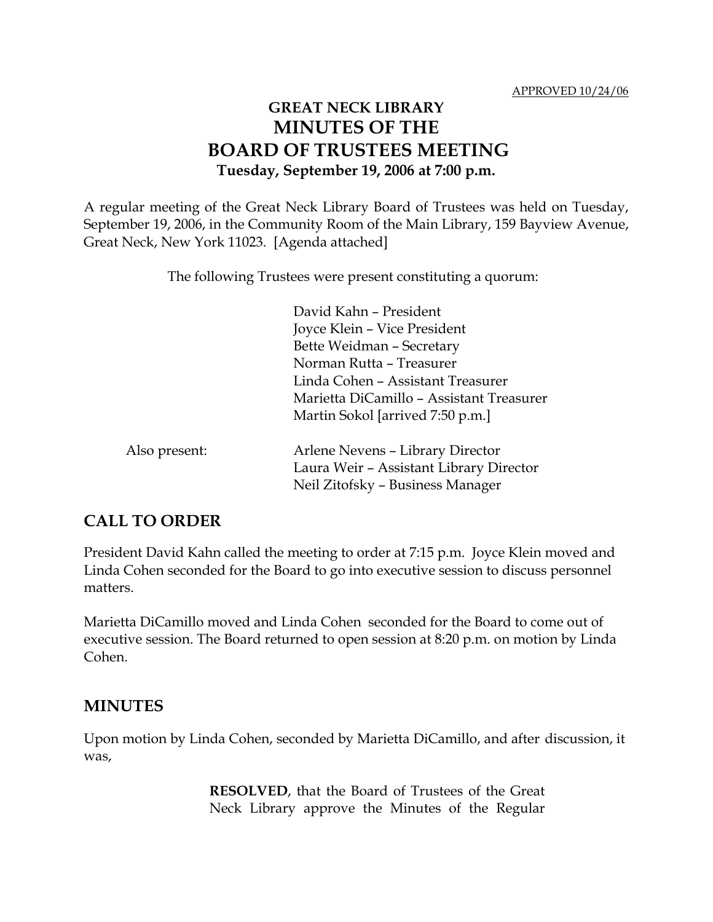APPROVED 10/24/06

# GREAT NECK LIBRARY
# MINUTES OF THE BOARD OF TRUSTEES MEETING
### Tuesday, September 19, 2006 at 7:00 p.m.

A regular meeting of the Great Neck Library Board of Trustees was held on Tuesday, September 19, 2006, in the Community Room of the Main Library, 159 Bayview Avenue, Great Neck, New York 11023. [Agenda attached]

The following Trustees were present constituting a quorum:

David Kahn – President
Joyce Klein – Vice President
Bette Weidman – Secretary
Norman Rutta – Treasurer
Linda Cohen – Assistant Treasurer
Marietta DiCamillo – Assistant Treasurer
Martin Sokol [arrived 7:50 p.m.]

Also present:

Arlene Nevens – Library Director
Laura Weir – Assistant Library Director
Neil Zitofsky – Business Manager

## CALL TO ORDER

President David Kahn called the meeting to order at 7:15 p.m. Joyce Klein moved and Linda Cohen seconded for the Board to go into executive session to discuss personnel matters.

Marietta DiCamillo moved and Linda Cohen seconded for the Board to come out of executive session. The Board returned to open session at 8:20 p.m. on motion by Linda Cohen.

## MINUTES

Upon motion by Linda Cohen, seconded by Marietta DiCamillo, and after discussion, it was,

> **RESOLVED**, that the Board of Trustees of the Great Neck Library approve the Minutes of the Regular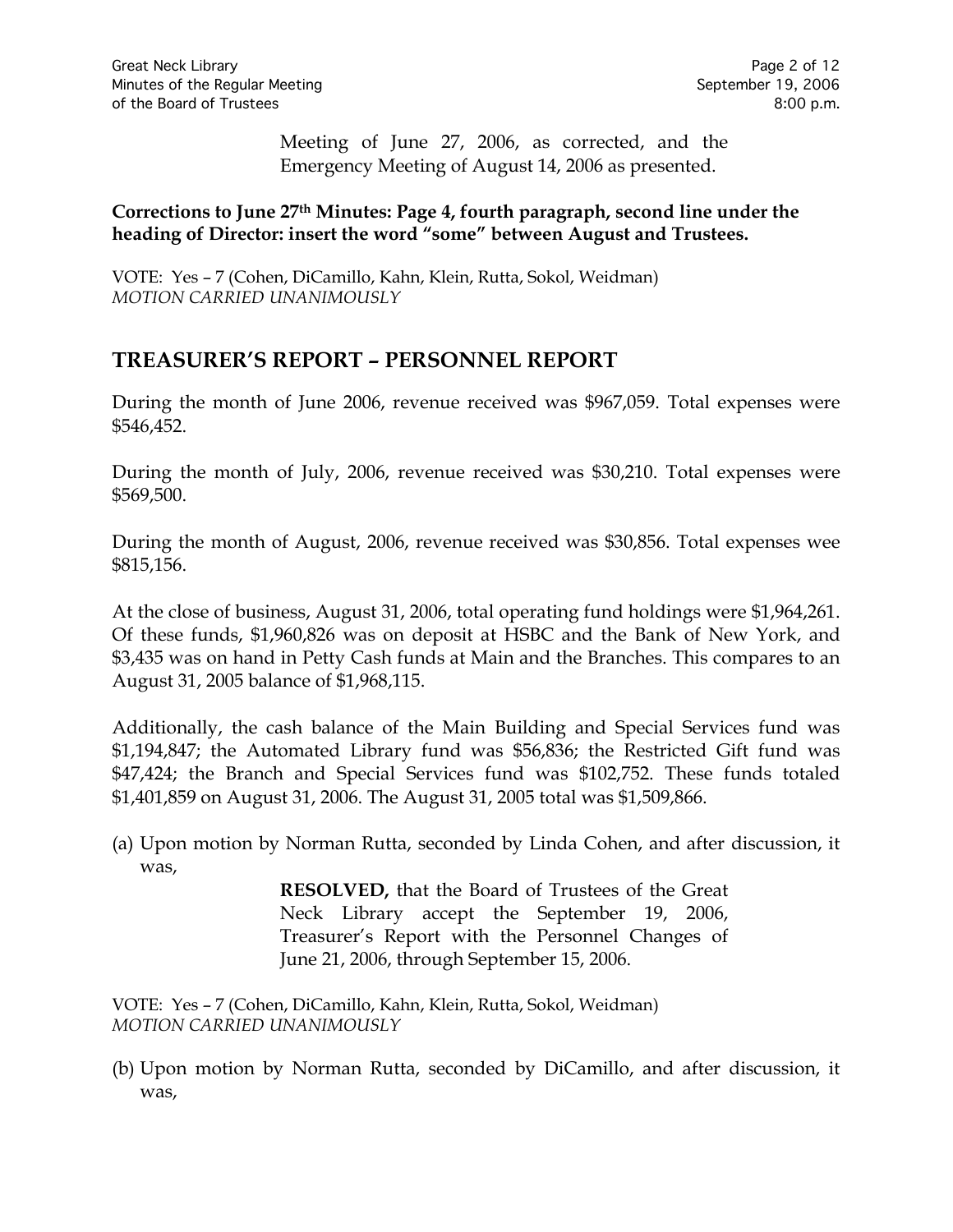Meeting of June 27, 2006, as corrected, and the Emergency Meeting of August 14, 2006 as presented.

**Corrections to June 27th Minutes: Page 4, fourth paragraph, second line under the heading of Director: insert the word "some" between August and Trustees.**

VOTE: Yes – 7 (Cohen, DiCamillo, Kahn, Klein, Rutta, Sokol, Weidman)
*MOTION CARRIED UNANIMOUSLY*

## TREASURER'S REPORT – PERSONNEL REPORT

During the month of June 2006, revenue received was $967,059. Total expenses were $546,452.

During the month of July, 2006, revenue received was $30,210. Total expenses were $569,500.

During the month of August, 2006, revenue received was $30,856. Total expenses wee $815,156.

At the close of business, August 31, 2006, total operating fund holdings were $1,964,261. Of these funds, $1,960,826 was on deposit at HSBC and the Bank of New York, and $3,435 was on hand in Petty Cash funds at Main and the Branches. This compares to an August 31, 2005 balance of $1,968,115.

Additionally, the cash balance of the Main Building and Special Services fund was $1,194,847; the Automated Library fund was $56,836; the Restricted Gift fund was $47,424; the Branch and Special Services fund was $102,752. These funds totaled $1,401,859 on August 31, 2006. The August 31, 2005 total was $1,509,866.

(a) Upon motion by Norman Rutta, seconded by Linda Cohen, and after discussion, it was,

> **RESOLVED,** that the Board of Trustees of the Great Neck Library accept the September 19, 2006, Treasurer's Report with the Personnel Changes of June 21, 2006, through September 15, 2006.

VOTE: Yes – 7 (Cohen, DiCamillo, Kahn, Klein, Rutta, Sokol, Weidman)
*MOTION CARRIED UNANIMOUSLY*

(b) Upon motion by Norman Rutta, seconded by DiCamillo, and after discussion, it was,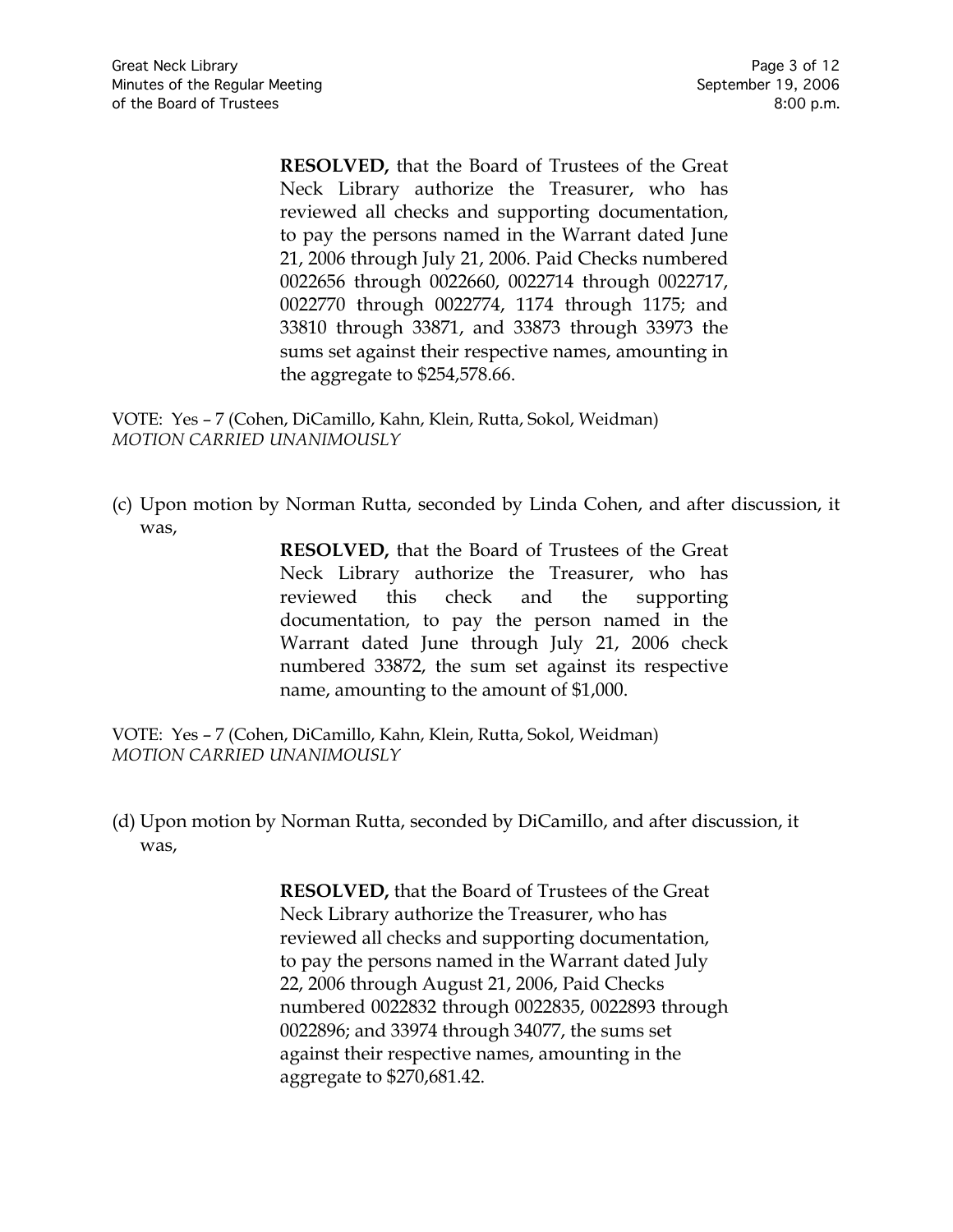**RESOLVED,** that the Board of Trustees of the Great Neck Library authorize the Treasurer, who has reviewed all checks and supporting documentation, to pay the persons named in the Warrant dated June 21, 2006 through July 21, 2006. Paid Checks numbered 0022656 through 0022660, 0022714 through 0022717, 0022770 through 0022774, 1174 through 1175; and 33810 through 33871, and 33873 through 33973 the sums set against their respective names, amounting in the aggregate to $254,578.66.

VOTE: Yes – 7 (Cohen, DiCamillo, Kahn, Klein, Rutta, Sokol, Weidman)
*MOTION CARRIED UNANIMOUSLY*

(c) Upon motion by Norman Rutta, seconded by Linda Cohen, and after discussion, it was,

**RESOLVED,** that the Board of Trustees of the Great Neck Library authorize the Treasurer, who has reviewed this check and the supporting documentation, to pay the person named in the Warrant dated June through July 21, 2006 check numbered 33872, the sum set against its respective name, amounting to the amount of $1,000.

VOTE: Yes – 7 (Cohen, DiCamillo, Kahn, Klein, Rutta, Sokol, Weidman)
*MOTION CARRIED UNANIMOUSLY*

(d) Upon motion by Norman Rutta, seconded by DiCamillo, and after discussion, it was,

**RESOLVED,** that the Board of Trustees of the Great Neck Library authorize the Treasurer, who has reviewed all checks and supporting documentation, to pay the persons named in the Warrant dated July 22, 2006 through August 21, 2006, Paid Checks numbered 0022832 through 0022835, 0022893 through 0022896; and 33974 through 34077, the sums set against their respective names, amounting in the aggregate to $270,681.42.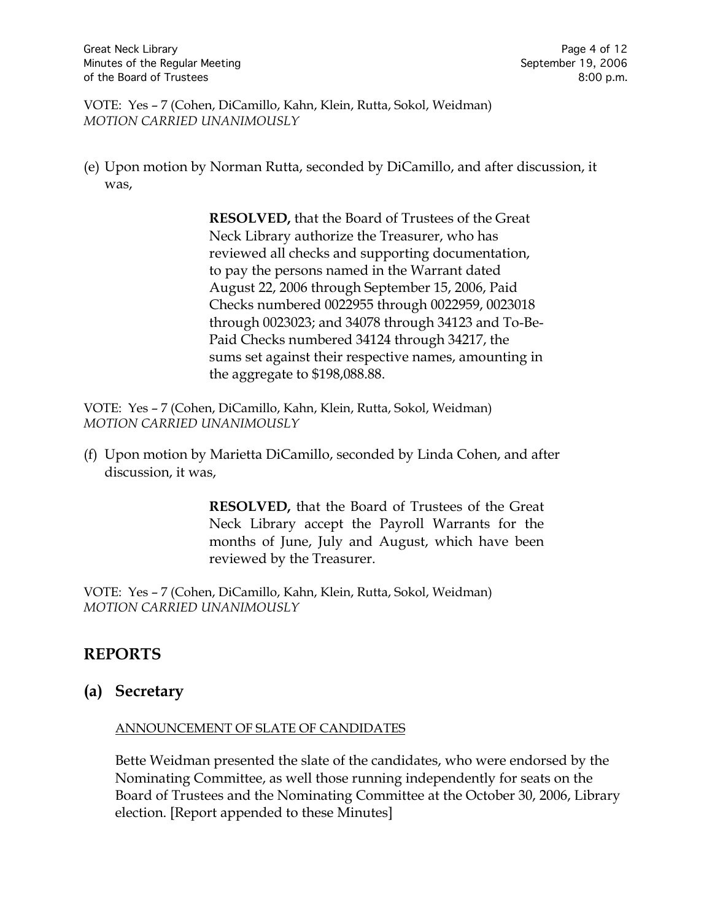VOTE: Yes – 7 (Cohen, DiCamillo, Kahn, Klein, Rutta, Sokol, Weidman)
*MOTION CARRIED UNANIMOUSLY*

(e) Upon motion by Norman Rutta, seconded by DiCamillo, and after discussion, it was,

> **RESOLVED,** that the Board of Trustees of the Great Neck Library authorize the Treasurer, who has reviewed all checks and supporting documentation, to pay the persons named in the Warrant dated August 22, 2006 through September 15, 2006, Paid Checks numbered 0022955 through 0022959, 0023018 through 0023023; and 34078 through 34123 and To-Be-Paid Checks numbered 34124 through 34217, the sums set against their respective names, amounting in the aggregate to $198,088.88.

VOTE: Yes – 7 (Cohen, DiCamillo, Kahn, Klein, Rutta, Sokol, Weidman)
*MOTION CARRIED UNANIMOUSLY*

(f) Upon motion by Marietta DiCamillo, seconded by Linda Cohen, and after discussion, it was,

> **RESOLVED,** that the Board of Trustees of the Great Neck Library accept the Payroll Warrants for the months of June, July and August, which have been reviewed by the Treasurer.

VOTE: Yes – 7 (Cohen, DiCamillo, Kahn, Klein, Rutta, Sokol, Weidman)
*MOTION CARRIED UNANIMOUSLY*

## REPORTS

### (a) Secretary

<u>ANNOUNCEMENT OF SLATE OF CANDIDATES</u>

Bette Weidman presented the slate of the candidates, who were endorsed by the Nominating Committee, as well those running independently for seats on the Board of Trustees and the Nominating Committee at the October 30, 2006, Library election. [Report appended to these Minutes]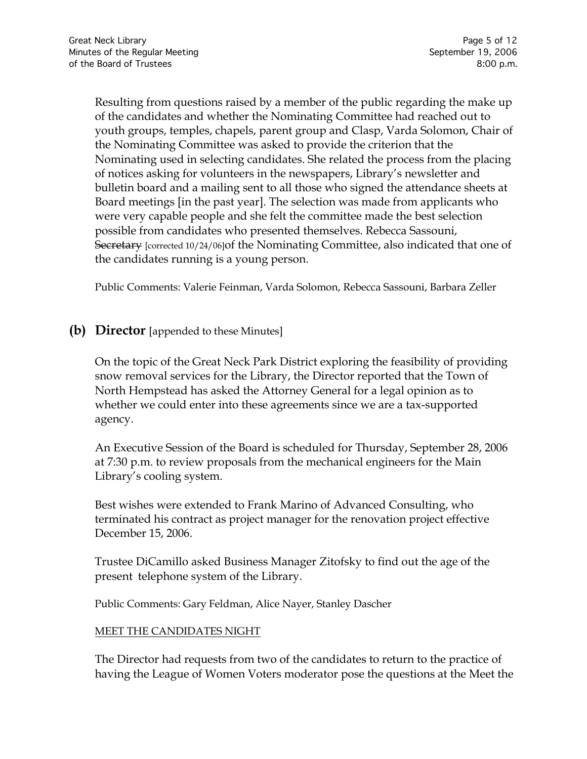Resulting from questions raised by a member of the public regarding the make up of the candidates and whether the Nominating Committee had reached out to youth groups, temples, chapels, parent group and Clasp, Varda Solomon, Chair of the Nominating Committee was asked to provide the criterion that the Nominating used in selecting candidates. She related the process from the placing of notices asking for volunteers in the newspapers, Library's newsletter and bulletin board and a mailing sent to all those who signed the attendance sheets at Board meetings [in the past year]. The selection was made from applicants who were very capable people and she felt the committee made the best selection possible from candidates who presented themselves. Rebecca Sassouni, ~~Secretary~~ [corrected 10/24/06]of the Nominating Committee, also indicated that one of the candidates running is a young person.

Public Comments: Valerie Feinman, Varda Solomon, Rebecca Sassouni, Barbara Zeller

## (b) Director [appended to these Minutes]

On the topic of the Great Neck Park District exploring the feasibility of providing snow removal services for the Library, the Director reported that the Town of North Hempstead has asked the Attorney General for a legal opinion as to whether we could enter into these agreements since we are a tax-supported agency.

An Executive Session of the Board is scheduled for Thursday, September 28, 2006 at 7:30 p.m. to review proposals from the mechanical engineers for the Main Library's cooling system.

Best wishes were extended to Frank Marino of Advanced Consulting, who terminated his contract as project manager for the renovation project effective December 15, 2006.

Trustee DiCamillo asked Business Manager Zitofsky to find out the age of the present telephone system of the Library.

Public Comments: Gary Feldman, Alice Nayer, Stanley Dascher

<u>MEET THE CANDIDATES NIGHT</u>

The Director had requests from two of the candidates to return to the practice of having the League of Women Voters moderator pose the questions at the Meet the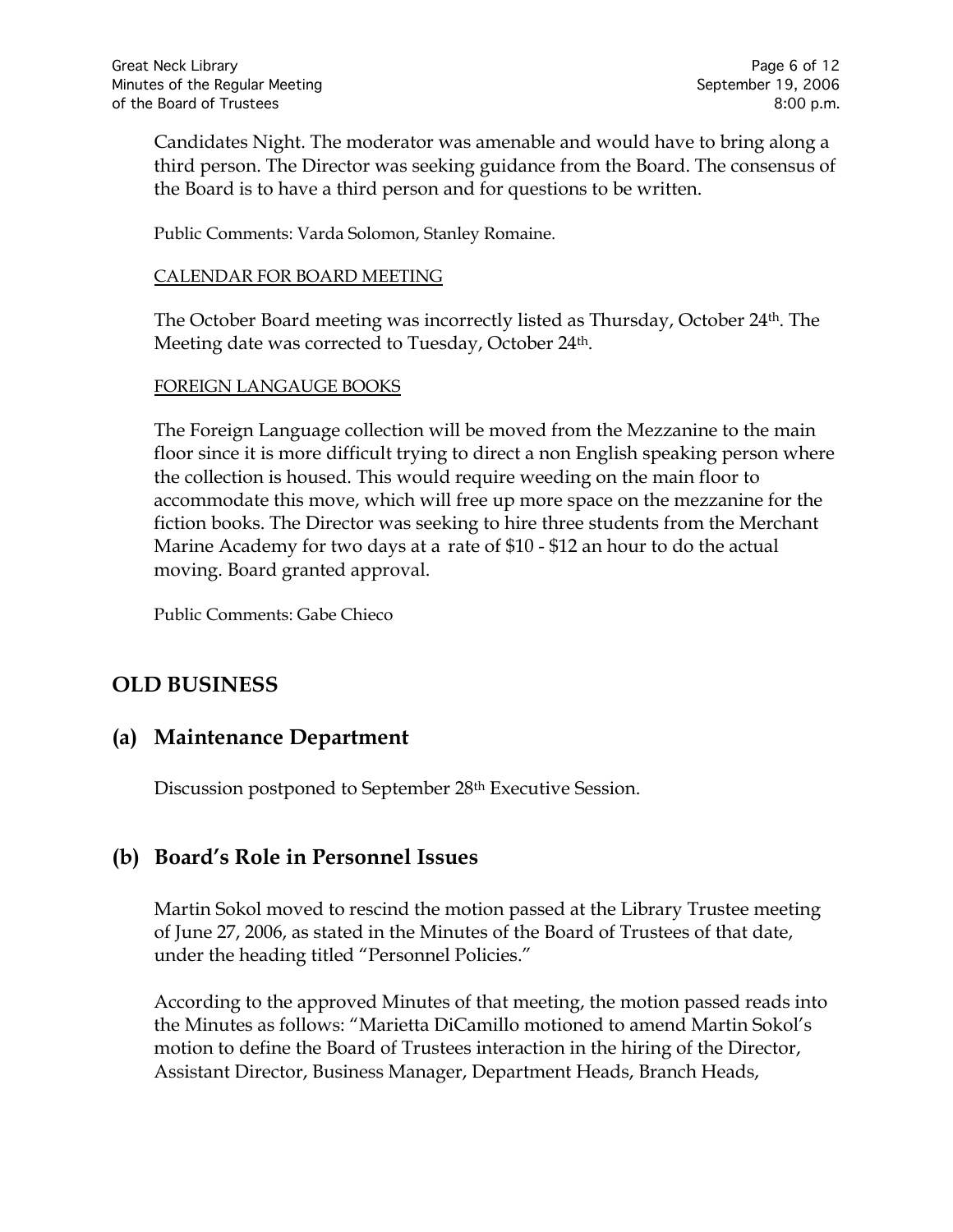Candidates Night. The moderator was amenable and would have to bring along a third person. The Director was seeking guidance from the Board. The consensus of the Board is to have a third person and for questions to be written.

Public Comments: Varda Solomon, Stanley Romaine.

<u>CALENDAR FOR BOARD MEETING</u>

The October Board meeting was incorrectly listed as Thursday, October 24th. The Meeting date was corrected to Tuesday, October 24th.

<u>FOREIGN LANGAUGE BOOKS</u>

The Foreign Language collection will be moved from the Mezzanine to the main floor since it is more difficult trying to direct a non English speaking person where the collection is housed. This would require weeding on the main floor to accommodate this move, which will free up more space on the mezzanine for the fiction books. The Director was seeking to hire three students from the Merchant Marine Academy for two days at a rate of $10 - $12 an hour to do the actual moving. Board granted approval.

Public Comments: Gabe Chieco

## OLD BUSINESS

### (a) Maintenance Department

Discussion postponed to September 28th Executive Session.

### (b) Board's Role in Personnel Issues

Martin Sokol moved to rescind the motion passed at the Library Trustee meeting of June 27, 2006, as stated in the Minutes of the Board of Trustees of that date, under the heading titled "Personnel Policies."

According to the approved Minutes of that meeting, the motion passed reads into the Minutes as follows: "Marietta DiCamillo motioned to amend Martin Sokol's motion to define the Board of Trustees interaction in the hiring of the Director, Assistant Director, Business Manager, Department Heads, Branch Heads,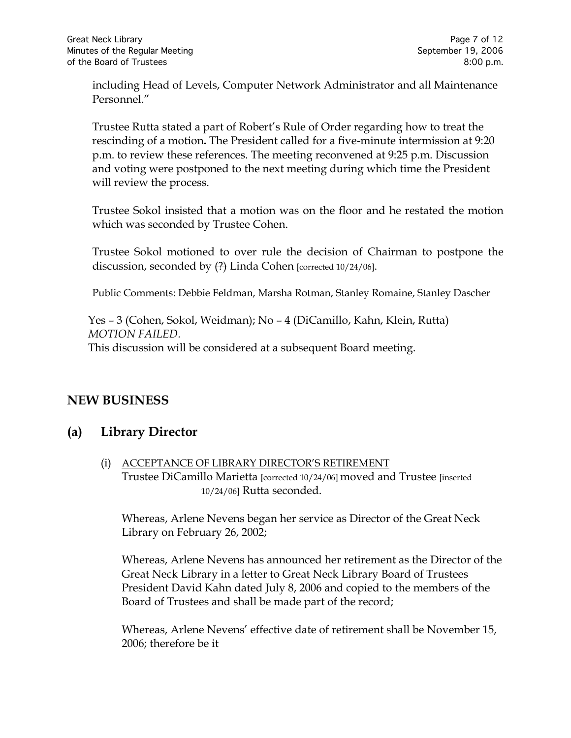including Head of Levels, Computer Network Administrator and all Maintenance Personnel."

Trustee Rutta stated a part of Robert's Rule of Order regarding how to treat the rescinding of a motion**.** The President called for a five-minute intermission at 9:20 p.m. to review these references. The meeting reconvened at 9:25 p.m. Discussion and voting were postponed to the next meeting during which time the President will review the process.

Trustee Sokol insisted that a motion was on the floor and he restated the motion which was seconded by Trustee Cohen.

Trustee Sokol motioned to over rule the decision of Chairman to postpone the discussion, seconded by ~~(?)~~ Linda Cohen [corrected 10/24/06].

Public Comments: Debbie Feldman, Marsha Rotman, Stanley Romaine, Stanley Dascher

Yes – 3 (Cohen, Sokol, Weidman); No – 4 (DiCamillo, Kahn, Klein, Rutta)
*MOTION FAILED.*
This discussion will be considered at a subsequent Board meeting.

## NEW BUSINESS

## (a) Library Director

(i) <u>ACCEPTANCE OF LIBRARY DIRECTOR'S RETIREMENT</u>
Trustee DiCamillo ~~Marietta~~ [corrected 10/24/06] moved and Trustee [inserted 10/24/06] Rutta seconded.

Whereas, Arlene Nevens began her service as Director of the Great Neck Library on February 26, 2002;

Whereas, Arlene Nevens has announced her retirement as the Director of the Great Neck Library in a letter to Great Neck Library Board of Trustees President David Kahn dated July 8, 2006 and copied to the members of the Board of Trustees and shall be made part of the record;

Whereas, Arlene Nevens' effective date of retirement shall be November 15, 2006; therefore be it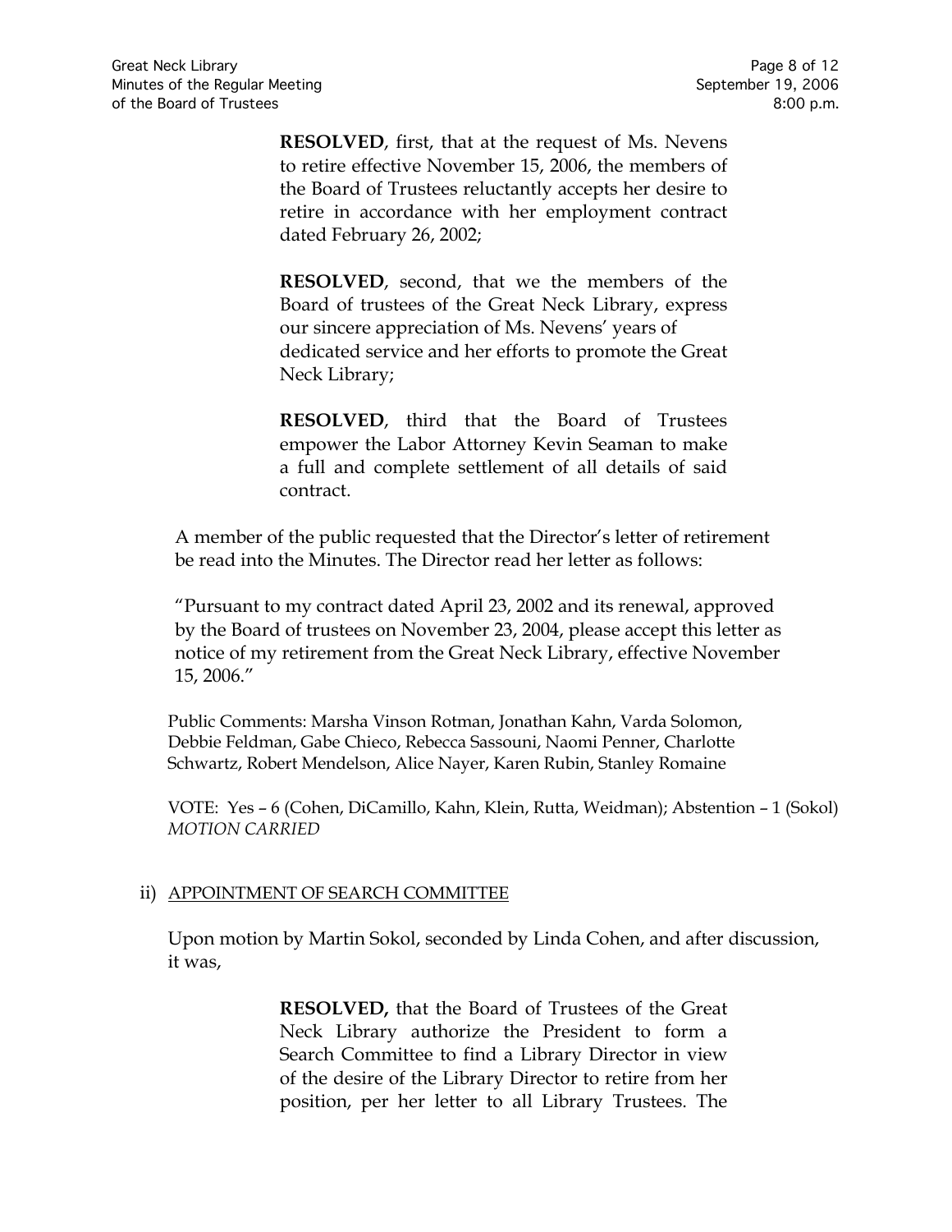**RESOLVED**, first, that at the request of Ms. Nevens to retire effective November 15, 2006, the members of the Board of Trustees reluctantly accepts her desire to retire in accordance with her employment contract dated February 26, 2002;

**RESOLVED**, second, that we the members of the Board of trustees of the Great Neck Library, express our sincere appreciation of Ms. Nevens' years of dedicated service and her efforts to promote the Great Neck Library;

**RESOLVED**, third that the Board of Trustees empower the Labor Attorney Kevin Seaman to make a full and complete settlement of all details of said contract.

A member of the public requested that the Director's letter of retirement be read into the Minutes. The Director read her letter as follows:

"Pursuant to my contract dated April 23, 2002 and its renewal, approved by the Board of trustees on November 23, 2004, please accept this letter as notice of my retirement from the Great Neck Library, effective November 15, 2006."

Public Comments: Marsha Vinson Rotman, Jonathan Kahn, Varda Solomon, Debbie Feldman, Gabe Chieco, Rebecca Sassouni, Naomi Penner, Charlotte Schwartz, Robert Mendelson, Alice Nayer, Karen Rubin, Stanley Romaine

VOTE: Yes – 6 (Cohen, DiCamillo, Kahn, Klein, Rutta, Weidman); Abstention – 1 (Sokol)
*MOTION CARRIED*

ii) APPOINTMENT OF SEARCH COMMITTEE

Upon motion by Martin Sokol, seconded by Linda Cohen, and after discussion, it was,

**RESOLVED,** that the Board of Trustees of the Great Neck Library authorize the President to form a Search Committee to find a Library Director in view of the desire of the Library Director to retire from her position, per her letter to all Library Trustees. The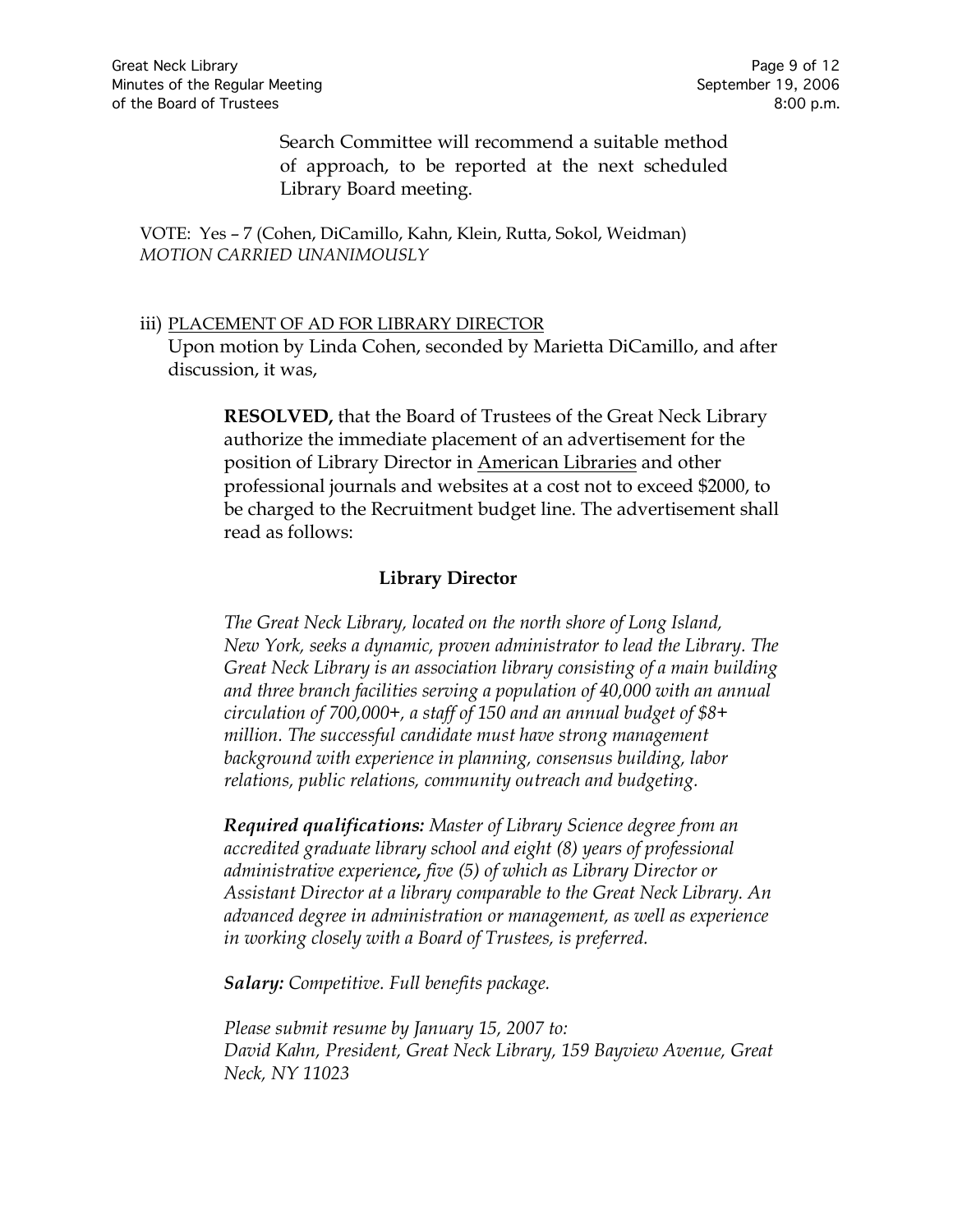Search Committee will recommend a suitable method of approach, to be reported at the next scheduled Library Board meeting.

VOTE: Yes – 7 (Cohen, DiCamillo, Kahn, Klein, Rutta, Sokol, Weidman)
*MOTION CARRIED UNANIMOUSLY*

iii) PLACEMENT OF AD FOR LIBRARY DIRECTOR
Upon motion by Linda Cohen, seconded by Marietta DiCamillo, and after discussion, it was,

> **RESOLVED,** that the Board of Trustees of the Great Neck Library authorize the immediate placement of an advertisement for the position of Library Director in American Libraries and other professional journals and websites at a cost not to exceed $2000, to be charged to the Recruitment budget line. The advertisement shall read as follows:
>
> **Library Director**
>
> *The Great Neck Library, located on the north shore of Long Island, New York, seeks a dynamic, proven administrator to lead the Library. The Great Neck Library is an association library consisting of a main building and three branch facilities serving a population of 40,000 with an annual circulation of 700,000+, a staff of 150 and an annual budget of $8+ million. The successful candidate must have strong management background with experience in planning, consensus building, labor relations, public relations, community outreach and budgeting.*
>
> ***Required qualifications:*** *Master of Library Science degree from an accredited graduate library school and eight (8) years of professional administrative experience, five (5) of which as Library Director or Assistant Director at a library comparable to the Great Neck Library. An advanced degree in administration or management, as well as experience in working closely with a Board of Trustees, is preferred.*
>
> ***Salary:*** *Competitive. Full benefits package.*
>
> *Please submit resume by January 15, 2007 to:*
> *David Kahn, President, Great Neck Library, 159 Bayview Avenue, Great Neck, NY 11023*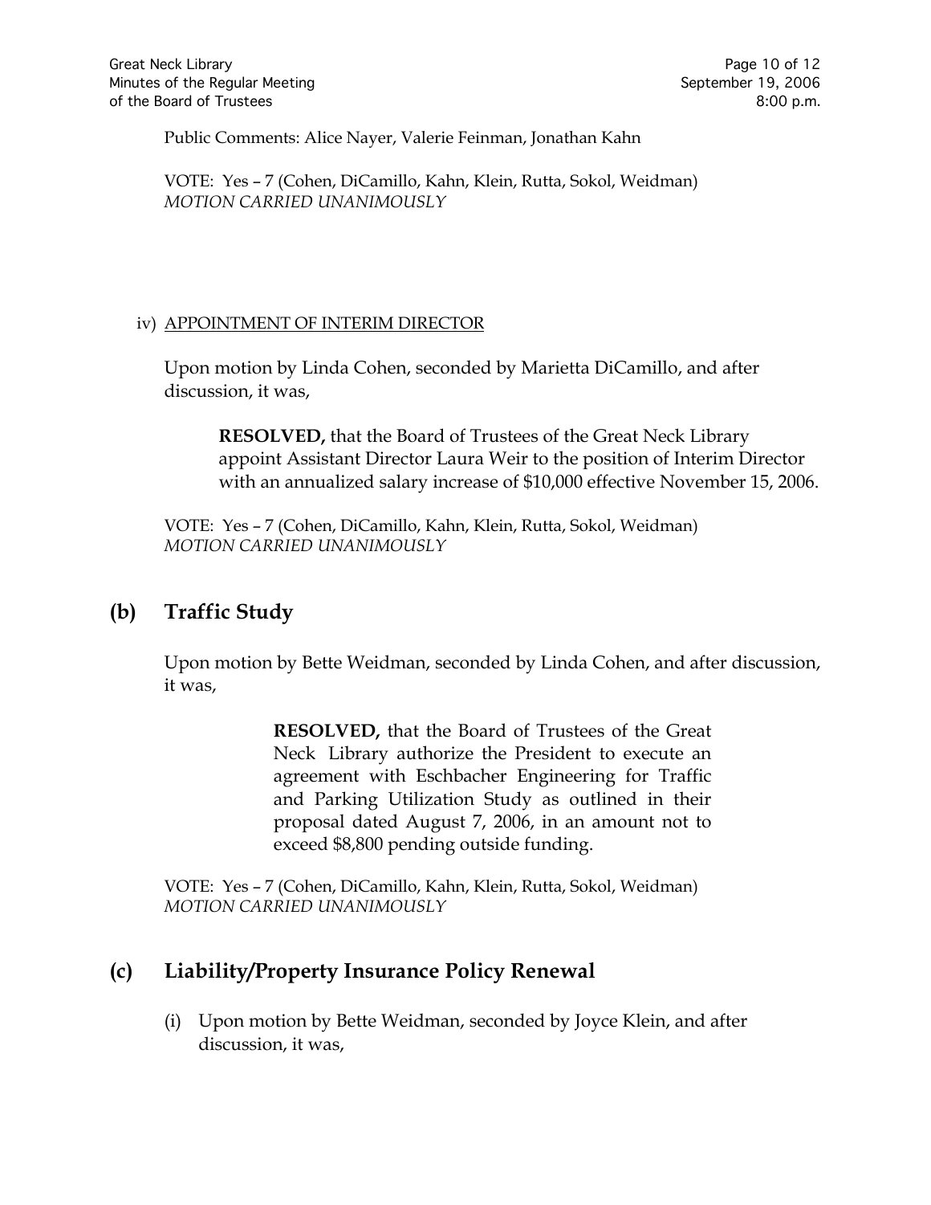Public Comments: Alice Nayer, Valerie Feinman, Jonathan Kahn

VOTE: Yes – 7 (Cohen, DiCamillo, Kahn, Klein, Rutta, Sokol, Weidman)
*MOTION CARRIED UNANIMOUSLY*

iv) APPOINTMENT OF INTERIM DIRECTOR

Upon motion by Linda Cohen, seconded by Marietta DiCamillo, and after discussion, it was,

> **RESOLVED,** that the Board of Trustees of the Great Neck Library appoint Assistant Director Laura Weir to the position of Interim Director with an annualized salary increase of $10,000 effective November 15, 2006.

VOTE: Yes – 7 (Cohen, DiCamillo, Kahn, Klein, Rutta, Sokol, Weidman)
*MOTION CARRIED UNANIMOUSLY*

## (b) Traffic Study

Upon motion by Bette Weidman, seconded by Linda Cohen, and after discussion, it was,

> **RESOLVED,** that the Board of Trustees of the Great Neck Library authorize the President to execute an agreement with Eschbacher Engineering for Traffic and Parking Utilization Study as outlined in their proposal dated August 7, 2006, in an amount not to exceed $8,800 pending outside funding.

VOTE: Yes – 7 (Cohen, DiCamillo, Kahn, Klein, Rutta, Sokol, Weidman)
*MOTION CARRIED UNANIMOUSLY*

## (c) Liability/Property Insurance Policy Renewal

(i) Upon motion by Bette Weidman, seconded by Joyce Klein, and after discussion, it was,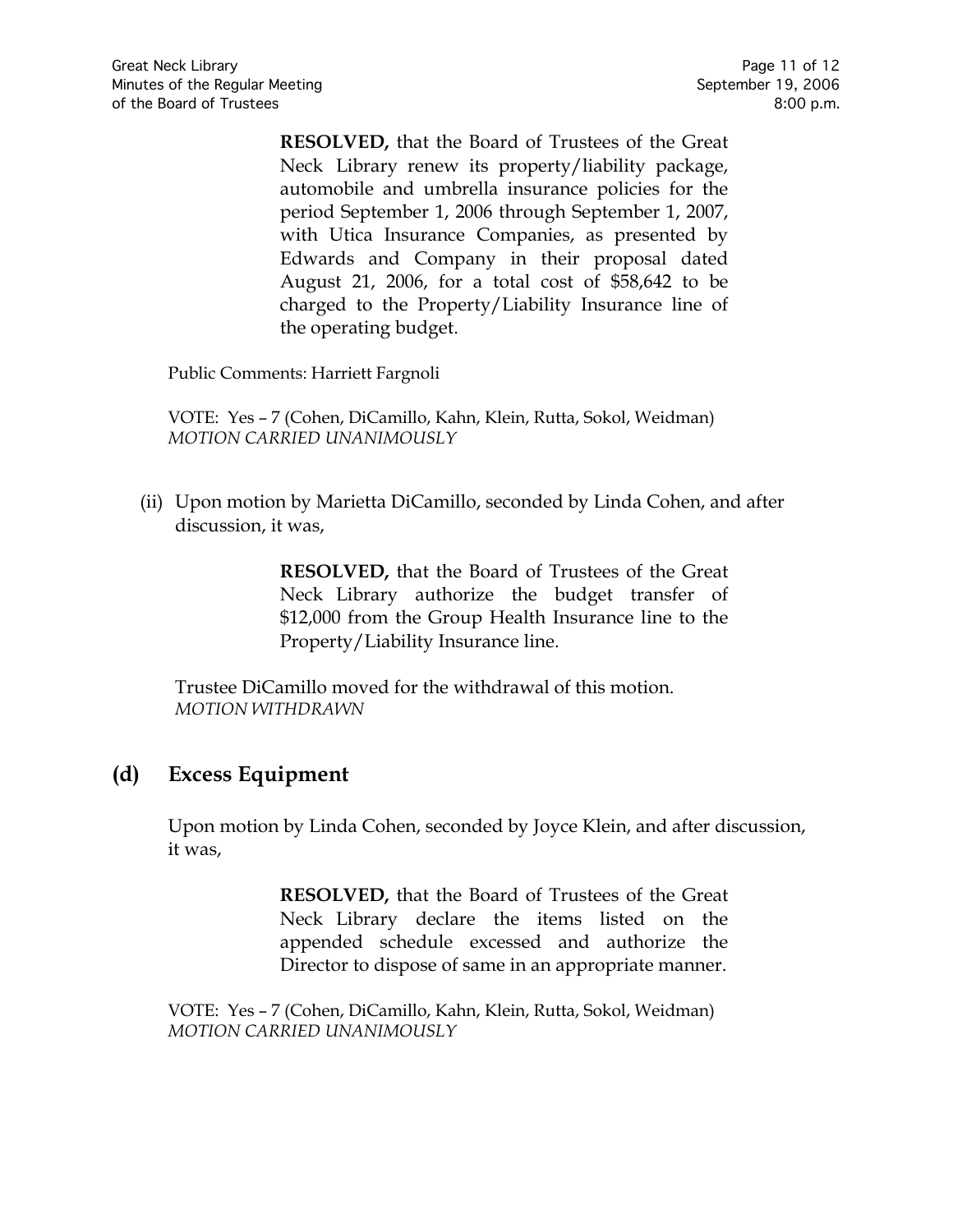> **RESOLVED,** that the Board of Trustees of the Great Neck Library renew its property/liability package, automobile and umbrella insurance policies for the period September 1, 2006 through September 1, 2007, with Utica Insurance Companies, as presented by Edwards and Company in their proposal dated August 21, 2006, for a total cost of $58,642 to be charged to the Property/Liability Insurance line of the operating budget.

Public Comments: Harriett Fargnoli

VOTE: Yes – 7 (Cohen, DiCamillo, Kahn, Klein, Rutta, Sokol, Weidman)
*MOTION CARRIED UNANIMOUSLY*

(ii) Upon motion by Marietta DiCamillo, seconded by Linda Cohen, and after discussion, it was,

> **RESOLVED,** that the Board of Trustees of the Great Neck Library authorize the budget transfer of $12,000 from the Group Health Insurance line to the Property/Liability Insurance line.

Trustee DiCamillo moved for the withdrawal of this motion.
*MOTION WITHDRAWN*

## (d) Excess Equipment

Upon motion by Linda Cohen, seconded by Joyce Klein, and after discussion, it was,

> **RESOLVED,** that the Board of Trustees of the Great Neck Library declare the items listed on the appended schedule excessed and authorize the Director to dispose of same in an appropriate manner.

VOTE: Yes – 7 (Cohen, DiCamillo, Kahn, Klein, Rutta, Sokol, Weidman)
*MOTION CARRIED UNANIMOUSLY*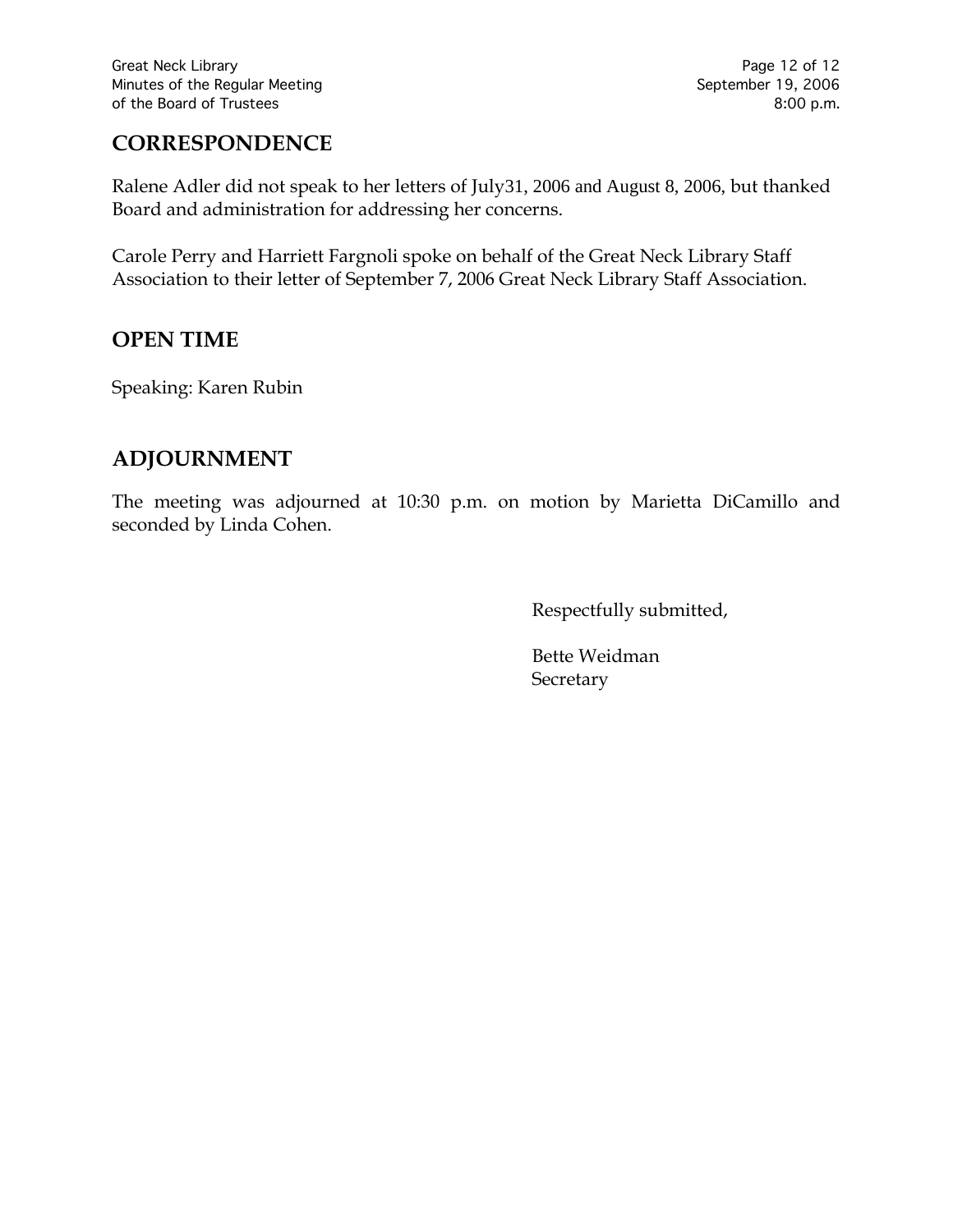## CORRESPONDENCE

Ralene Adler did not speak to her letters of July31, 2006 and August 8, 2006, but thanked Board and administration for addressing her concerns.

Carole Perry and Harriett Fargnoli spoke on behalf of the Great Neck Library Staff Association to their letter of September 7, 2006 Great Neck Library Staff Association.

## OPEN TIME

Speaking: Karen Rubin

## ADJOURNMENT

The meeting was adjourned at 10:30 p.m. on motion by Marietta DiCamillo and seconded by Linda Cohen.

Respectfully submitted,

Bette Weidman
Secretary